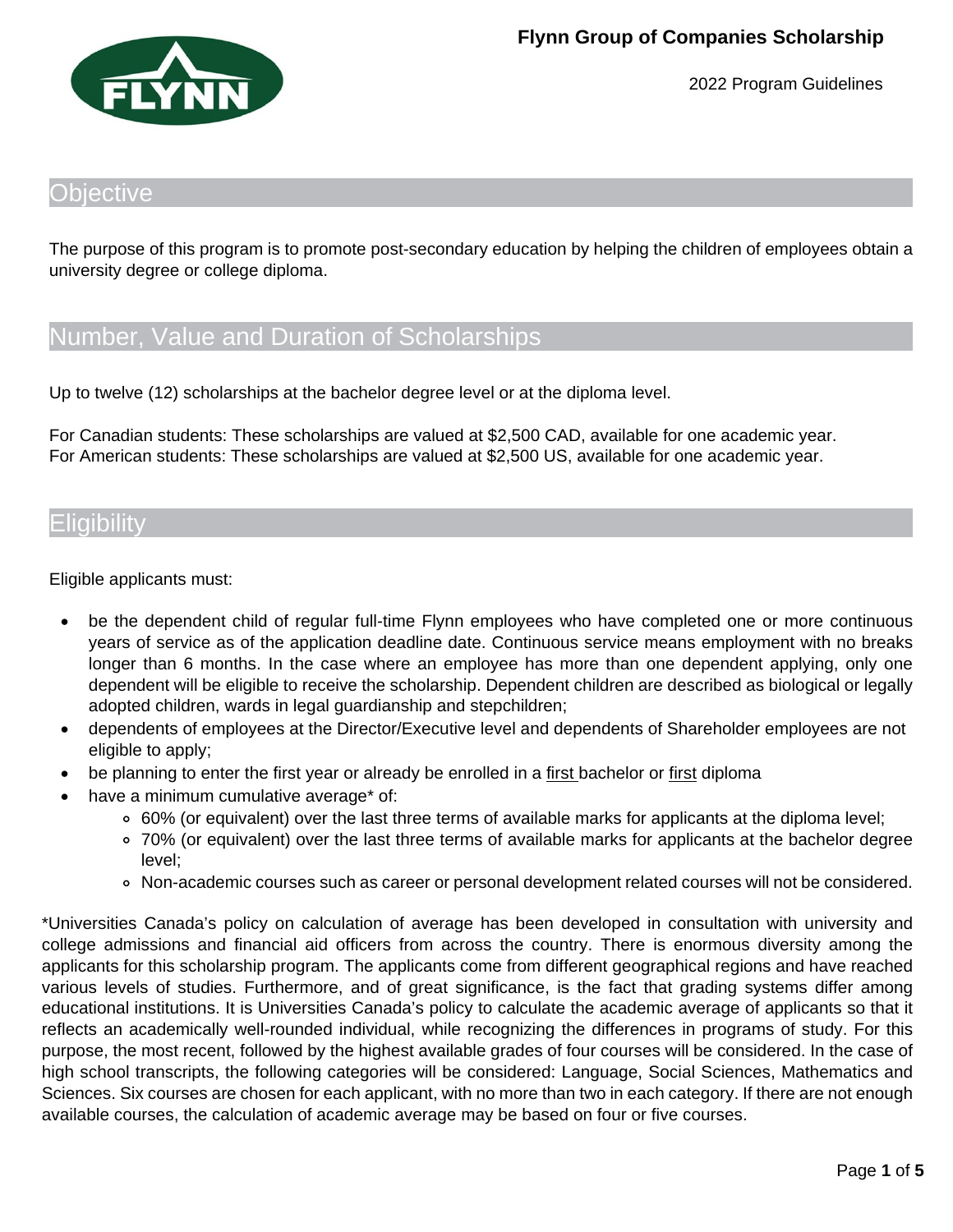# Flynn Group of Companies Scholarship

2022 Program Guidelines

## Objective

The purpose of this program is to promote post-secondary education by helping the children of employees obtain a university degree or college diploma.

## Number, Value and Duration of Scholarships

Up to twelve (12) scholarships at the bachelor degree level or at the diploma level.

For Canadian students: These scholarships are valued at $2,500 CAD, available for one academic year.
For American students: These scholarships are valued at $2,500 US, available for one academic year.

## Eligibility

Eligible applicants must:

- be the dependent child of regular full-time Flynn employees who have completed one or more continuous years of service as of the application deadline date. Continuous service means employment with no breaks longer than 6 months. In the case where an employee has more than one dependent applying, only one dependent will be eligible to receive the scholarship. Dependent children are described as biological or legally adopted children, wards in legal guardianship and stepchildren;
- dependents of employees at the Director/Executive level and dependents of Shareholder employees are not eligible to apply;
- be planning to enter the first year or already be enrolled in a <u>first</u> bachelor or <u>first</u> diploma
- have a minimum cumulative average* of:
  - 60% (or equivalent) over the last three terms of available marks for applicants at the diploma level;
  - 70% (or equivalent) over the last three terms of available marks for applicants at the bachelor degree level;
  - Non-academic courses such as career or personal development related courses will not be considered.

*Universities Canada's policy on calculation of average has been developed in consultation with university and college admissions and financial aid officers from across the country. There is enormous diversity among the applicants for this scholarship program. The applicants come from different geographical regions and have reached various levels of studies. Furthermore, and of great significance, is the fact that grading systems differ among educational institutions. It is Universities Canada's policy to calculate the academic average of applicants so that it reflects an academically well-rounded individual, while recognizing the differences in programs of study. For this purpose, the most recent, followed by the highest available grades of four courses will be considered. In the case of high school transcripts, the following categories will be considered: Language, Social Sciences, Mathematics and Sciences. Six courses are chosen for each applicant, with no more than two in each category. If there are not enough available courses, the calculation of academic average may be based on four or five courses.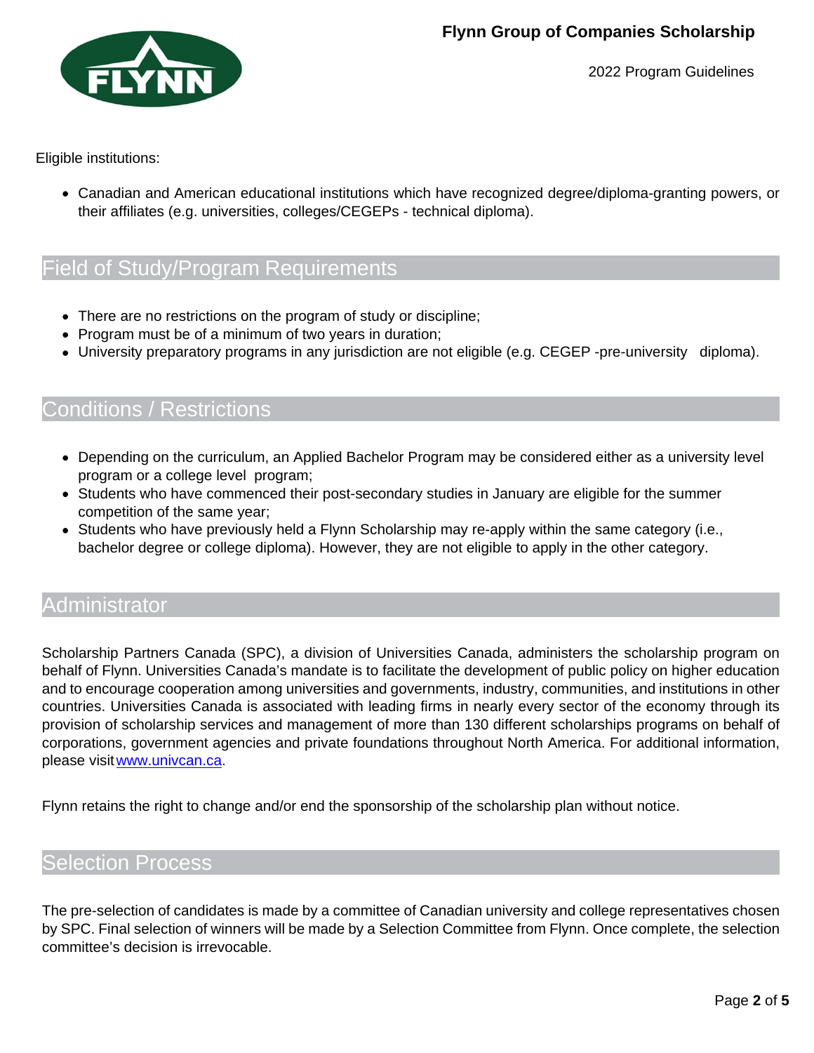Eligible institutions:

- Canadian and American educational institutions which have recognized degree/diploma-granting powers, or their affiliates (e.g. universities, colleges/CEGEPs - technical diploma).

## Field of Study/Program Requirements

- There are no restrictions on the program of study or discipline;
- Program must be of a minimum of two years in duration;
- University preparatory programs in any jurisdiction are not eligible (e.g. CEGEP -pre-university diploma).

## Conditions / Restrictions

- Depending on the curriculum, an Applied Bachelor Program may be considered either as a university level program or a college level program;
- Students who have commenced their post-secondary studies in January are eligible for the summer competition of the same year;
- Students who have previously held a Flynn Scholarship may re-apply within the same category (i.e., bachelor degree or college diploma). However, they are not eligible to apply in the other category.

## Administrator

Scholarship Partners Canada (SPC), a division of Universities Canada, administers the scholarship program on behalf of Flynn. Universities Canada's mandate is to facilitate the development of public policy on higher education and to encourage cooperation among universities and governments, industry, communities, and institutions in other countries. Universities Canada is associated with leading firms in nearly every sector of the economy through its provision of scholarship services and management of more than 130 different scholarships programs on behalf of corporations, government agencies and private foundations throughout North America. For additional information, please visit www.univcan.ca.

Flynn retains the right to change and/or end the sponsorship of the scholarship plan without notice.

## Selection Process

The pre-selection of candidates is made by a committee of Canadian university and college representatives chosen by SPC. Final selection of winners will be made by a Selection Committee from Flynn. Once complete, the selection committee's decision is irrevocable.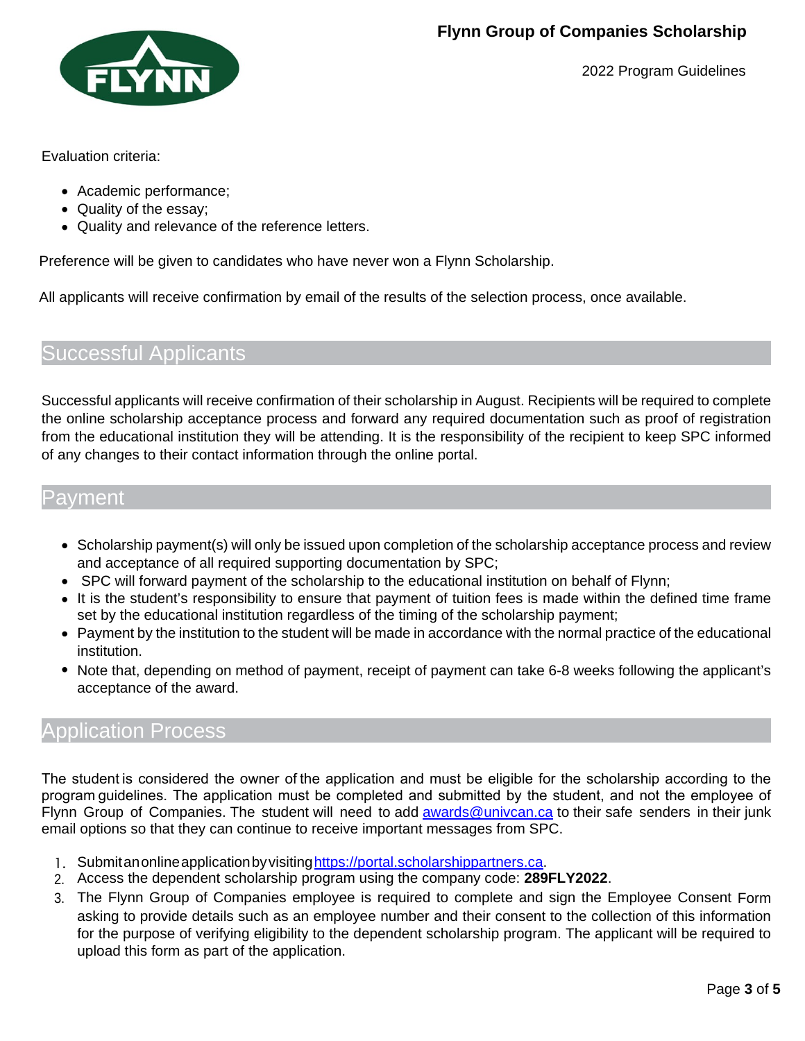Evaluation criteria:

- Academic performance;
- Quality of the essay;
- Quality and relevance of the reference letters.

Preference will be given to candidates who have never won a Flynn Scholarship.

All applicants will receive confirmation by email of the results of the selection process, once available.

## Successful Applicants

Successful applicants will receive confirmation of their scholarship in August. Recipients will be required to complete the online scholarship acceptance process and forward any required documentation such as proof of registration from the educational institution they will be attending. It is the responsibility of the recipient to keep SPC informed of any changes to their contact information through the online portal.

## Payment

- Scholarship payment(s) will only be issued upon completion of the scholarship acceptance process and review and acceptance of all required supporting documentation by SPC;
- SPC will forward payment of the scholarship to the educational institution on behalf of Flynn;
- It is the student's responsibility to ensure that payment of tuition fees is made within the defined time frame set by the educational institution regardless of the timing of the scholarship payment;
- Payment by the institution to the student will be made in accordance with the normal practice of the educational institution.
- Note that, depending on method of payment, receipt of payment can take 6-8 weeks following the applicant's acceptance of the award.

## Application Process

The student is considered the owner of the application and must be eligible for the scholarship according to the program guidelines. The application must be completed and submitted by the student, and not the employee of Flynn Group of Companies. The student will need to add [awards@univcan.ca](mailto:awards@univcan.ca) to their safe senders in their junk email options so that they can continue to receive important messages from SPC.

1. Submit an online application by visiting [https://portal.scholarshippartners.ca](https://portal.scholarshippartners.ca).
2. Access the dependent scholarship program using the company code: **289FLY2022**.
3. The Flynn Group of Companies employee is required to complete and sign the Employee Consent Form asking to provide details such as an employee number and their consent to the collection of this information for the purpose of verifying eligibility to the dependent scholarship program. The applicant will be required to upload this form as part of the application.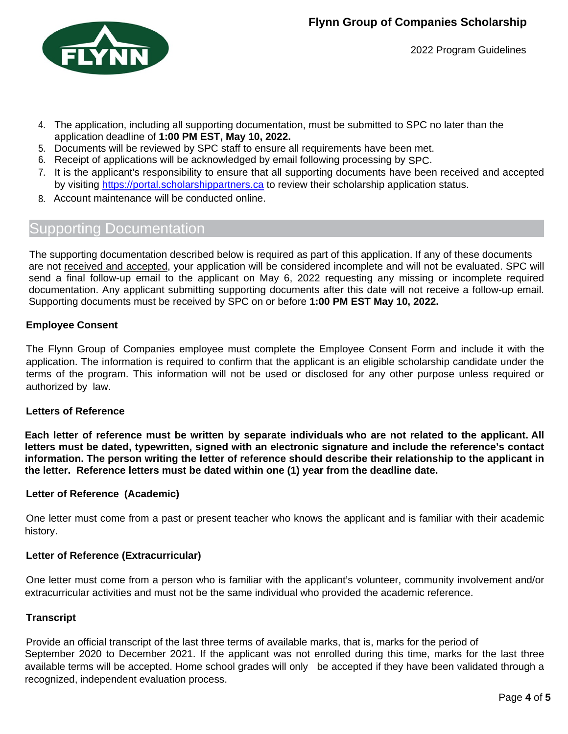4. The application, including all supporting documentation, must be submitted to SPC no later than the application deadline of **1:00 PM EST, May 10, 2022.**
5. Documents will be reviewed by SPC staff to ensure all requirements have been met.
6. Receipt of applications will be acknowledged by email following processing by SPC.
7. It is the applicant's responsibility to ensure that all supporting documents have been received and accepted by visiting [https://portal.scholarshippartners.ca](https://portal.scholarshippartners.ca) to review their scholarship application status.
8. Account maintenance will be conducted online.

## Supporting Documentation

The supporting documentation described below is required as part of this application. If any of these documents are not received and accepted, your application will be considered incomplete and will not be evaluated. SPC will send a final follow-up email to the applicant on May 6, 2022 requesting any missing or incomplete required documentation. Any applicant submitting supporting documents after this date will not receive a follow-up email. Supporting documents must be received by SPC on or before **1:00 PM EST May 10, 2022.**

### Employee Consent

The Flynn Group of Companies employee must complete the Employee Consent Form and include it with the application. The information is required to confirm that the applicant is an eligible scholarship candidate under the terms of the program. This information will not be used or disclosed for any other purpose unless required or authorized by law.

### Letters of Reference

**Each letter of reference must be written by separate individuals who are not related to the applicant. All letters must be dated, typewritten, signed with an electronic signature and include the reference's contact information. The person writing the letter of reference should describe their relationship to the applicant in the letter. Reference letters must be dated within one (1) year from the deadline date.**

### Letter of Reference (Academic)

One letter must come from a past or present teacher who knows the applicant and is familiar with their academic history.

### Letter of Reference (Extracurricular)

One letter must come from a person who is familiar with the applicant's volunteer, community involvement and/or extracurricular activities and must not be the same individual who provided the academic reference.

### Transcript

Provide an official transcript of the last three terms of available marks, that is, marks for the period of September 2020 to December 2021. If the applicant was not enrolled during this time, marks for the last three available terms will be accepted. Home school grades will only be accepted if they have been validated through a recognized, independent evaluation process.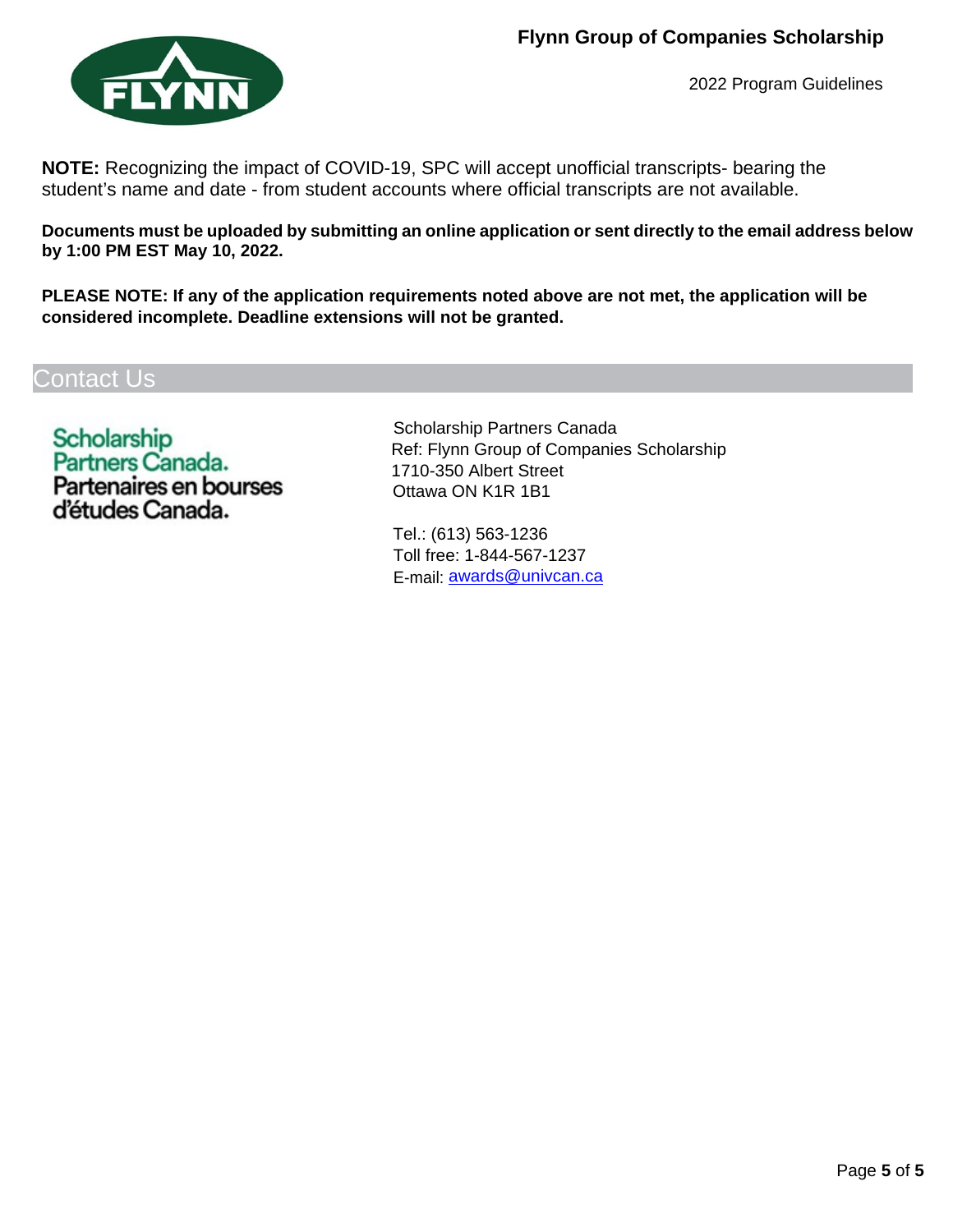**NOTE:** Recognizing the impact of COVID-19, SPC will accept unofficial transcripts- bearing the student's name and date - from student accounts where official transcripts are not available.

**Documents must be uploaded by submitting an online application or sent directly to the email address below by 1:00 PM EST May 10, 2022.**

**PLEASE NOTE: If any of the application requirements noted above are not met, the application will be considered incomplete. Deadline extensions will not be granted.**

## Contact Us

Scholarship Partners Canada
Ref: Flynn Group of Companies Scholarship
1710-350 Albert Street
Ottawa ON K1R 1B1

Tel.: (613) 563-1236
Toll free: 1-844-567-1237
E-mail: awards@univcan.ca